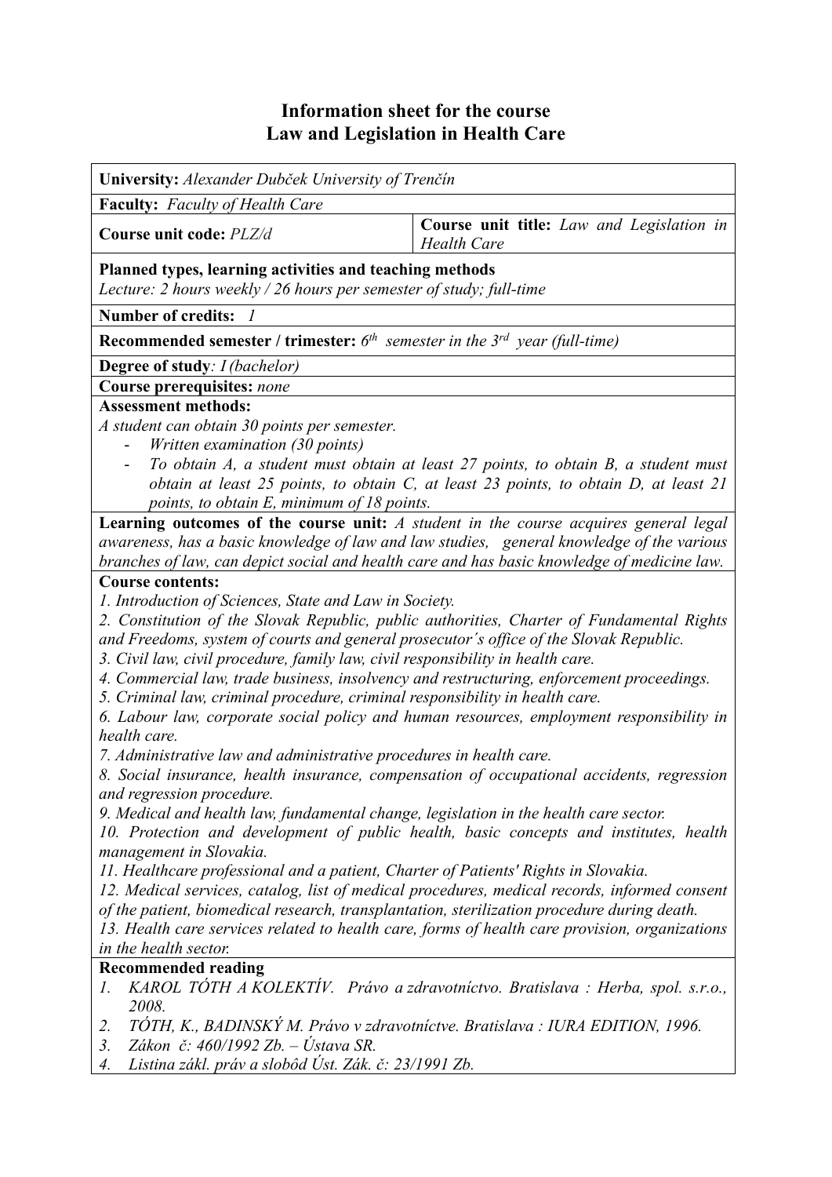# Information sheet for the course
# Law and Legislation in Health Care

**University:** *Alexander Dubček University of Trenčín*

**Faculty:** *Faculty of Health Care*

| **Course unit code:** *PLZ/d* | **Course unit title:** *Law and Legislation in Health Care* |
|---|---|

**Planned types, learning activities and teaching methods**
*Lecture: 2 hours weekly / 26 hours per semester of study; full-time*

**Number of credits:** *1*

**Recommended semester / trimester:** *6th semester in the 3rd year (full-time)*

**Degree of study**: *I (bachelor)*

**Course prerequisites:** *none*

**Assessment methods:**
*A student can obtain 30 points per semester.*

- *Written examination (30 points)*
- *To obtain A, a student must obtain at least 27 points, to obtain B, a student must obtain at least 25 points, to obtain C, at least 23 points, to obtain D, at least 21 points, to obtain E, minimum of 18 points.*

**Learning outcomes of the course unit:** *A student in the course acquires general legal awareness, has a basic knowledge of law and law studies, general knowledge of the various branches of law, can depict social and health care and has basic knowledge of medicine law.*

**Course contents:**
*1. Introduction of Sciences, State and Law in Society.*
*2. Constitution of the Slovak Republic, public authorities, Charter of Fundamental Rights and Freedoms, system of courts and general prosecutor´s office of the Slovak Republic.*
*3. Civil law, civil procedure, family law, civil responsibility in health care.*
*4. Commercial law, trade business, insolvency and restructuring, enforcement proceedings.*
*5. Criminal law, criminal procedure, criminal responsibility in health care.*
*6. Labour law, corporate social policy and human resources, employment responsibility in health care.*
*7. Administrative law and administrative procedures in health care.*
*8. Social insurance, health insurance, compensation of occupational accidents, regression and regression procedure.*
*9. Medical and health law, fundamental change, legislation in the health care sector.*
*10. Protection and development of public health, basic concepts and institutes, health management in Slovakia.*
*11. Healthcare professional and a patient, Charter of Patients' Rights in Slovakia.*
*12. Medical services, catalog, list of medical procedures, medical records, informed consent of the patient, biomedical research, transplantation, sterilization procedure during death.*
*13. Health care services related to health care, forms of health care provision, organizations in the health sector.*

**Recommended reading**

1. *KAROL TÓTH A KOLEKTÍV. Právo a zdravotníctvo. Bratislava : Herba, spol. s.r.o., 2008.*
2. *TÓTH, K., BADINSKÝ M. Právo v zdravotníctve. Bratislava : IURA EDITION, 1996.*
3. *Zákon č: 460/1992 Zb. – Ústava SR.*
4. *Listina zákl. práv a slobôd Úst. Zák. č: 23/1991 Zb.*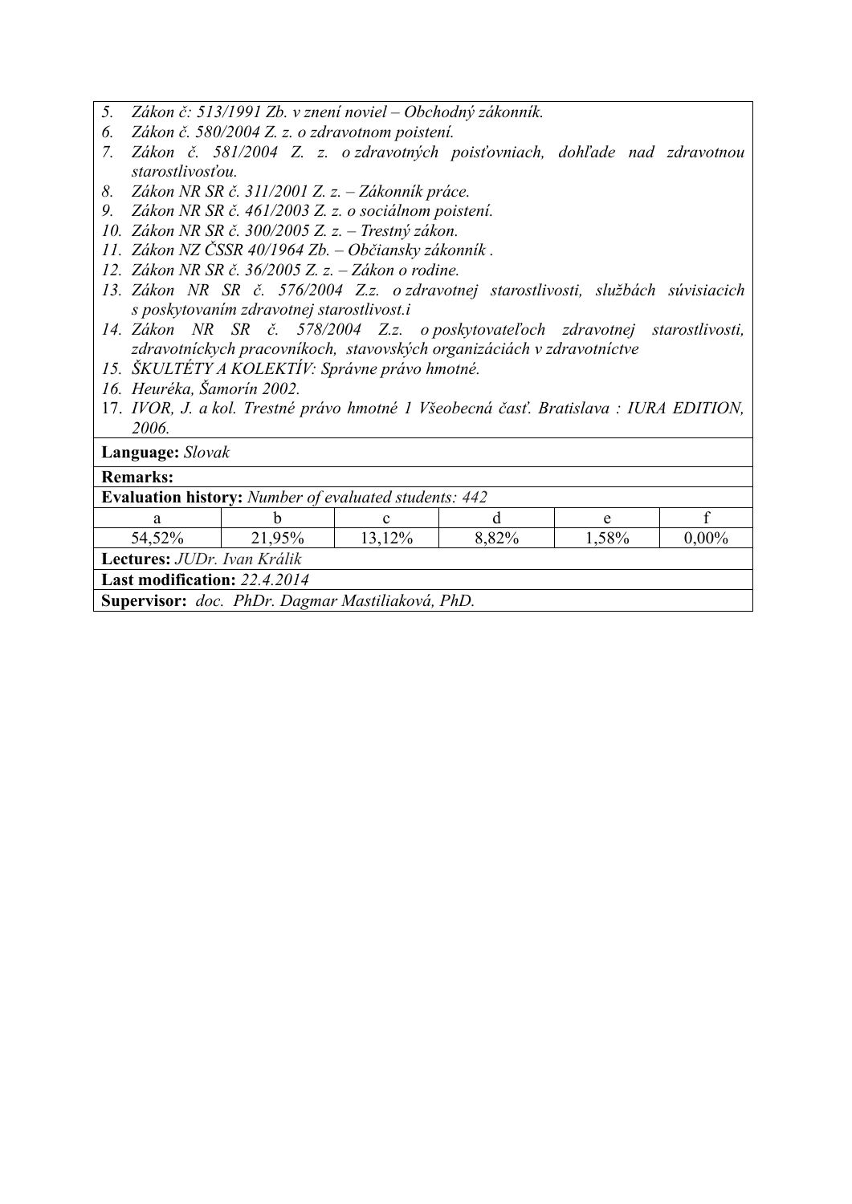5. *Zákon č: 513/1991 Zb. v znení noviel – Obchodný zákonník.*
6. *Zákon č. 580/2004 Z. z. o zdravotnom poistení.*
7. *Zákon č. 581/2004 Z. z. o zdravotných poisťovniach, dohľade nad zdravotnou starostlivosťou.*
8. *Zákon NR SR č. 311/2001 Z. z. – Zákonník práce.*
9. *Zákon NR SR č. 461/2003 Z. z. o sociálnom poistení.*
10. *Zákon NR SR č. 300/2005 Z. z. – Trestný zákon.*
11. *Zákon NZ ČSSR 40/1964 Zb. – Občiansky zákonník .*
12. *Zákon NR SR č. 36/2005 Z. z. – Zákon o rodine.*
13. *Zákon NR SR č. 576/2004 Z.z. o zdravotnej starostlivosti, službách súvisiacich s poskytovaním zdravotnej starostlivost.i*
14. *Zákon NR SR č. 578/2004 Z.z. o poskytovateľoch zdravotnej starostlivosti, zdravotníckych pracovníkoch, stavovských organizáciách v zdravotníctve*
15. *ŠKULTÉTY A KOLEKTÍV: Správne právo hmotné.*
16. *Heuréka, Šamorín 2002.*
17. *IVOR, J. a kol. Trestné právo hmotné 1 Všeobecná časť. Bratislava : IURA EDITION, 2006.*

**Language:** *Slovak*

**Remarks:**

**Evaluation history:** *Number of evaluated students: 442*

| a | b | c | d | e | f |
|---|---|---|---|---|---|
| 54,52% | 21,95% | 13,12% | 8,82% | 1,58% | 0,00% |

**Lectures:** *JUDr. Ivan Králik*

**Last modification:** *22.4.2014*

**Supervisor:** *doc. PhDr. Dagmar Mastiliaková, PhD.*